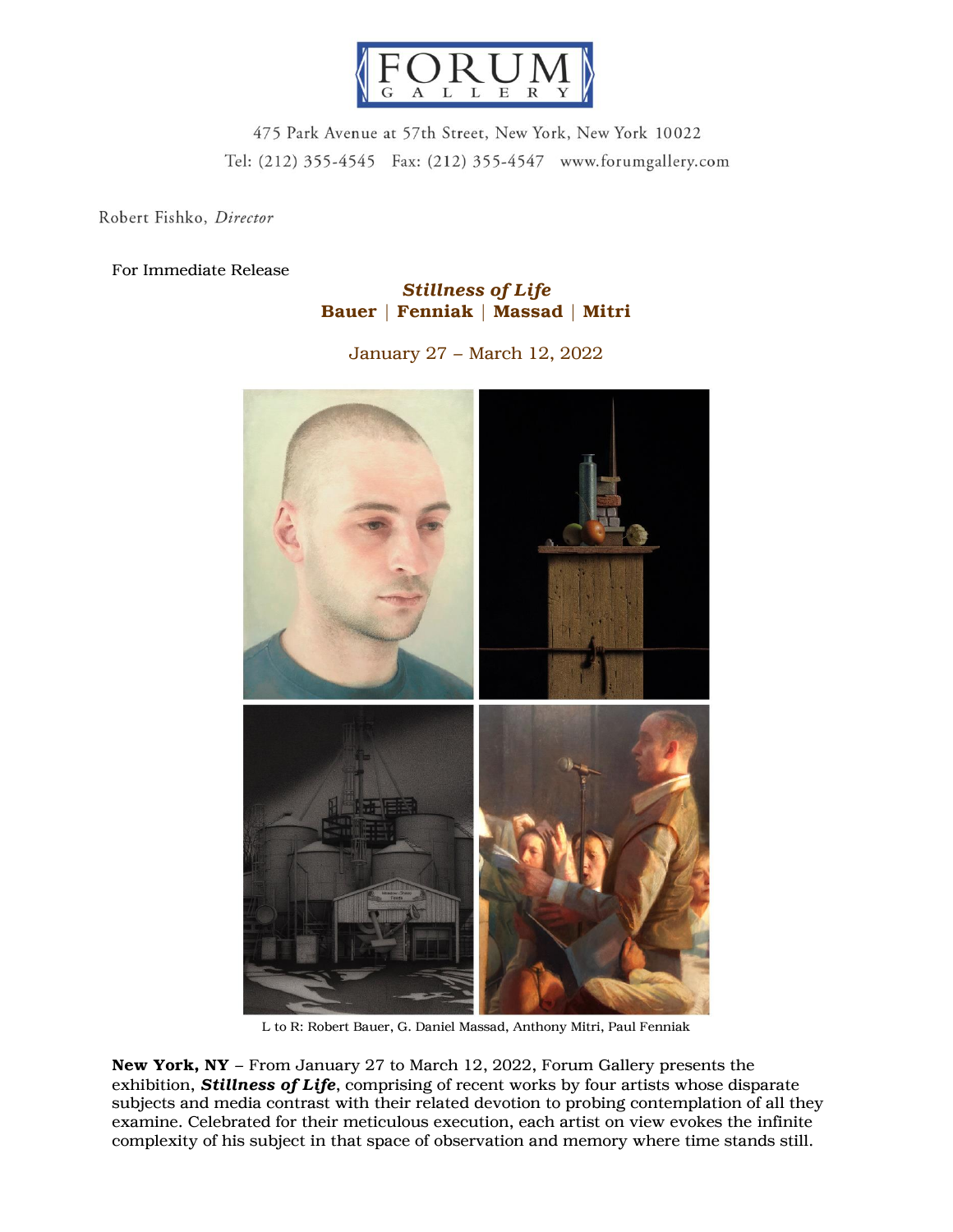FORUM GALLERY

475 Park Avenue at 57th Street, New York, New York 10022
Tel: (212) 355-4545  Fax: (212) 355-4547  www.forumgallery.com

Robert Fishko, *Director*

For Immediate Release

## ***Stillness of Life***
## **Bauer | Fenniak | Massad | Mitri**

January 27 – March 12, 2022

L to R: Robert Bauer, G. Daniel Massad, Anthony Mitri, Paul Fenniak

**New York, NY** – From January 27 to March 12, 2022, Forum Gallery presents the exhibition, ***Stillness of Life***, comprising of recent works by four artists whose disparate subjects and media contrast with their related devotion to probing contemplation of all they examine. Celebrated for their meticulous execution, each artist on view evokes the infinite complexity of his subject in that space of observation and memory where time stands still.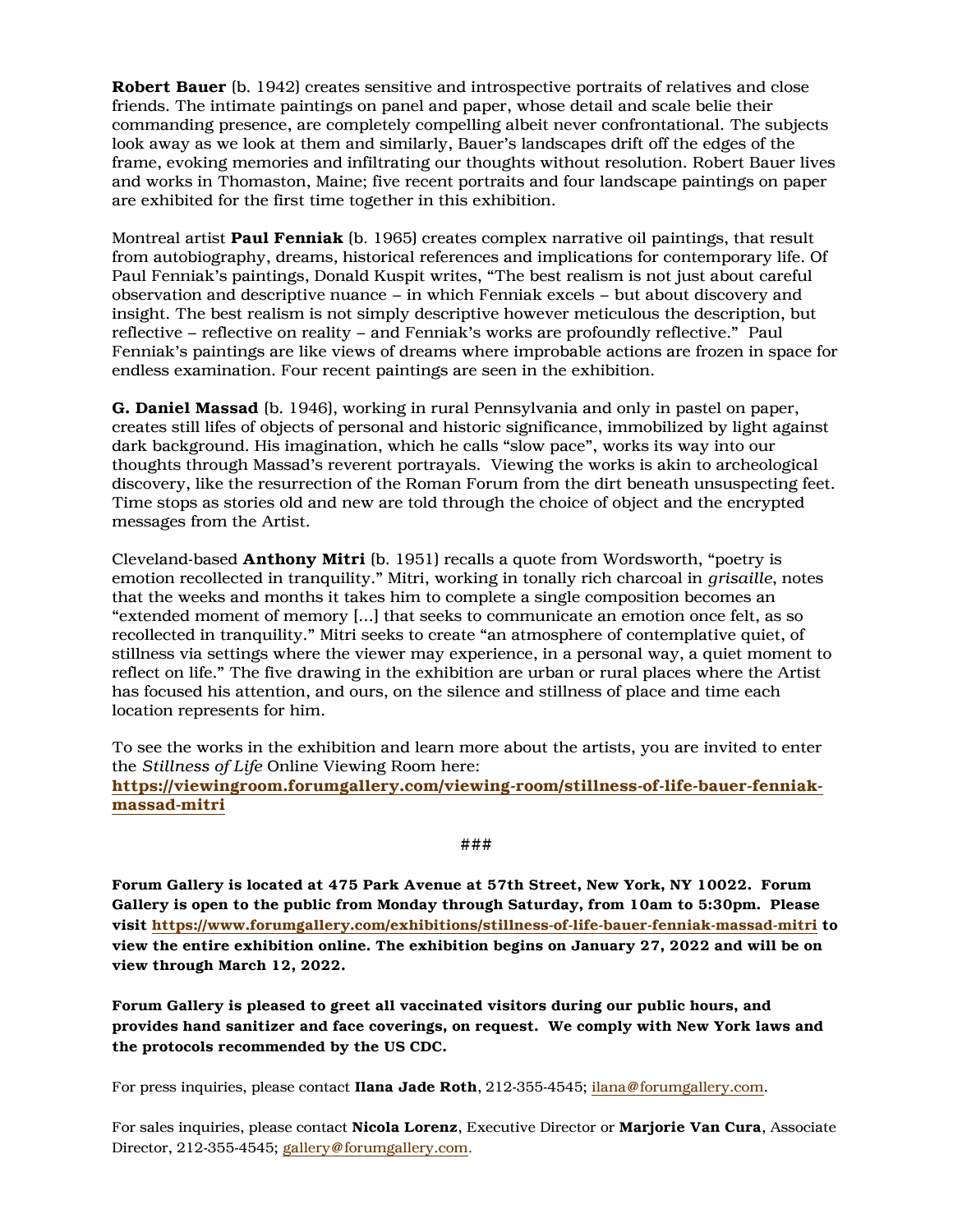**Robert Bauer** (b. 1942) creates sensitive and introspective portraits of relatives and close friends. The intimate paintings on panel and paper, whose detail and scale belie their commanding presence, are completely compelling albeit never confrontational. The subjects look away as we look at them and similarly, Bauer's landscapes drift off the edges of the frame, evoking memories and infiltrating our thoughts without resolution. Robert Bauer lives and works in Thomaston, Maine; five recent portraits and four landscape paintings on paper are exhibited for the first time together in this exhibition.

Montreal artist **Paul Fenniak** (b. 1965) creates complex narrative oil paintings, that result from autobiography, dreams, historical references and implications for contemporary life. Of Paul Fenniak's paintings, Donald Kuspit writes, "The best realism is not just about careful observation and descriptive nuance – in which Fenniak excels – but about discovery and insight. The best realism is not simply descriptive however meticulous the description, but reflective – reflective on reality – and Fenniak's works are profoundly reflective." Paul Fenniak's paintings are like views of dreams where improbable actions are frozen in space for endless examination. Four recent paintings are seen in the exhibition.

**G. Daniel Massad** (b. 1946), working in rural Pennsylvania and only in pastel on paper, creates still lifes of objects of personal and historic significance, immobilized by light against dark background. His imagination, which he calls "slow pace", works its way into our thoughts through Massad's reverent portrayals. Viewing the works is akin to archeological discovery, like the resurrection of the Roman Forum from the dirt beneath unsuspecting feet. Time stops as stories old and new are told through the choice of object and the encrypted messages from the Artist.

Cleveland-based **Anthony Mitri** (b. 1951) recalls a quote from Wordsworth, "poetry is emotion recollected in tranquility." Mitri, working in tonally rich charcoal in *grisaille*, notes that the weeks and months it takes him to complete a single composition becomes an "extended moment of memory [...] that seeks to communicate an emotion once felt, as so recollected in tranquility." Mitri seeks to create "an atmosphere of contemplative quiet, of stillness via settings where the viewer may experience, in a personal way, a quiet moment to reflect on life." The five drawing in the exhibition are urban or rural places where the Artist has focused his attention, and ours, on the silence and stillness of place and time each location represents for him.

To see the works in the exhibition and learn more about the artists, you are invited to enter the *Stillness of Life* Online Viewing Room here:
**https://viewingroom.forumgallery.com/viewing-room/stillness-of-life-bauer-fenniak-massad-mitri**

###

**Forum Gallery is located at 475 Park Avenue at 57th Street, New York, NY 10022. Forum Gallery is open to the public from Monday through Saturday, from 10am to 5:30pm. Please visit https://www.forumgallery.com/exhibitions/stillness-of-life-bauer-fenniak-massad-mitri to view the entire exhibition online. The exhibition begins on January 27, 2022 and will be on view through March 12, 2022.**

**Forum Gallery is pleased to greet all vaccinated visitors during our public hours, and provides hand sanitizer and face coverings, on request. We comply with New York laws and the protocols recommended by the US CDC.**

For press inquiries, please contact **Ilana Jade Roth**, 212-355-4545; ilana@forumgallery.com.

For sales inquiries, please contact **Nicola Lorenz**, Executive Director or **Marjorie Van Cura**, Associate Director, 212-355-4545; gallery@forumgallery.com.